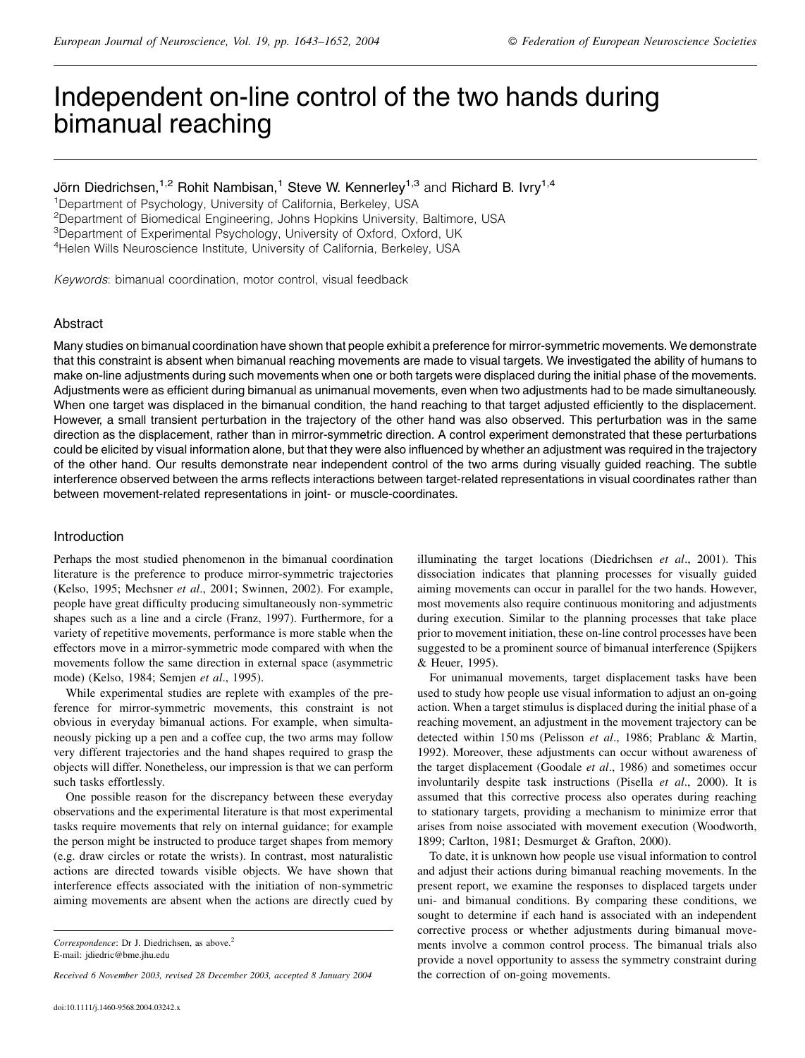# Independent on-line control of the two hands during bimanual reaching

Jörn Diedrichsen,[1,2] Rohit Nambisan,[1] Steve W. Kennerley[1,3] and Richard B. Ivry[1,4]

[1]Department of Psychology, University of California, Berkeley, USA
[2]Department of Biomedical Engineering, Johns Hopkins University, Baltimore, USA
[3]Department of Experimental Psychology, University of Oxford, Oxford, UK
[4]Helen Wills Neuroscience Institute, University of California, Berkeley, USA

*Keywords*: bimanual coordination, motor control, visual feedback

## Abstract

Many studies on bimanual coordination have shown that people exhibit a preference for mirror-symmetric movements. We demonstrate that this constraint is absent when bimanual reaching movements are made to visual targets. We investigated the ability of humans to make on-line adjustments during such movements when one or both targets were displaced during the initial phase of the movements. Adjustments were as efficient during bimanual as unimanual movements, even when two adjustments had to be made simultaneously. When one target was displaced in the bimanual condition, the hand reaching to that target adjusted efficiently to the displacement. However, a small transient perturbation in the trajectory of the other hand was also observed. This perturbation was in the same direction as the displacement, rather than in mirror-symmetric direction. A control experiment demonstrated that these perturbations could be elicited by visual information alone, but that they were also influenced by whether an adjustment was required in the trajectory of the other hand. Our results demonstrate near independent control of the two arms during visually guided reaching. The subtle interference observed between the arms reflects interactions between target-related representations in visual coordinates rather than between movement-related representations in joint- or muscle-coordinates.

## Introduction

Perhaps the most studied phenomenon in the bimanual coordination literature is the preference to produce mirror-symmetric trajectories (Kelso, 1995; Mechsner *et al*., 2001; Swinnen, 2002). For example, people have great difficulty producing simultaneously non-symmetric shapes such as a line and a circle (Franz, 1997). Furthermore, for a variety of repetitive movements, performance is more stable when the effectors move in a mirror-symmetric mode compared with when the movements follow the same direction in external space (asymmetric mode) (Kelso, 1984; Semjen *et al*., 1995).

While experimental studies are replete with examples of the preference for mirror-symmetric movements, this constraint is not obvious in everyday bimanual actions. For example, when simultaneously picking up a pen and a coffee cup, the two arms may follow very different trajectories and the hand shapes required to grasp the objects will differ. Nonetheless, our impression is that we can perform such tasks effortlessly.

One possible reason for the discrepancy between these everyday observations and the experimental literature is that most experimental tasks require movements that rely on internal guidance; for example the person might be instructed to produce target shapes from memory (e.g. draw circles or rotate the wrists). In contrast, most naturalistic actions are directed towards visible objects. We have shown that interference effects associated with the initiation of non-symmetric aiming movements are absent when the actions are directly cued by illuminating the target locations (Diedrichsen *et al*., 2001). This dissociation indicates that planning processes for visually guided aiming movements can occur in parallel for the two hands. However, most movements also require continuous monitoring and adjustments during execution. Similar to the planning processes that take place prior to movement initiation, these on-line control processes have been suggested to be a prominent source of bimanual interference (Spijkers & Heuer, 1995).

For unimanual movements, target displacement tasks have been used to study how people use visual information to adjust an on-going action. When a target stimulus is displaced during the initial phase of a reaching movement, an adjustment in the movement trajectory can be detected within 150 ms (Pelisson *et al*., 1986; Prablanc & Martin, 1992). Moreover, these adjustments can occur without awareness of the target displacement (Goodale *et al*., 1986) and sometimes occur involuntarily despite task instructions (Pisella *et al*., 2000). It is assumed that this corrective process also operates during reaching to stationary targets, providing a mechanism to minimize error that arises from noise associated with movement execution (Woodworth, 1899; Carlton, 1981; Desmurget & Grafton, 2000).

To date, it is unknown how people use visual information to control and adjust their actions during bimanual reaching movements. In the present report, we examine the responses to displaced targets under uni- and bimanual conditions. By comparing these conditions, we sought to determine if each hand is associated with an independent corrective process or whether adjustments during bimanual movements involve a common control process. The bimanual trials also provide a novel opportunity to assess the symmetry constraint during the correction of on-going movements.

*Correspondence*: Dr J. Diedrichsen, as above.[2]
E-mail: jdiedric@bme.jhu.edu

*Received 6 November 2003, revised 28 December 2003, accepted 8 January 2004*

doi:10.1111/j.1460-9568.2004.03242.x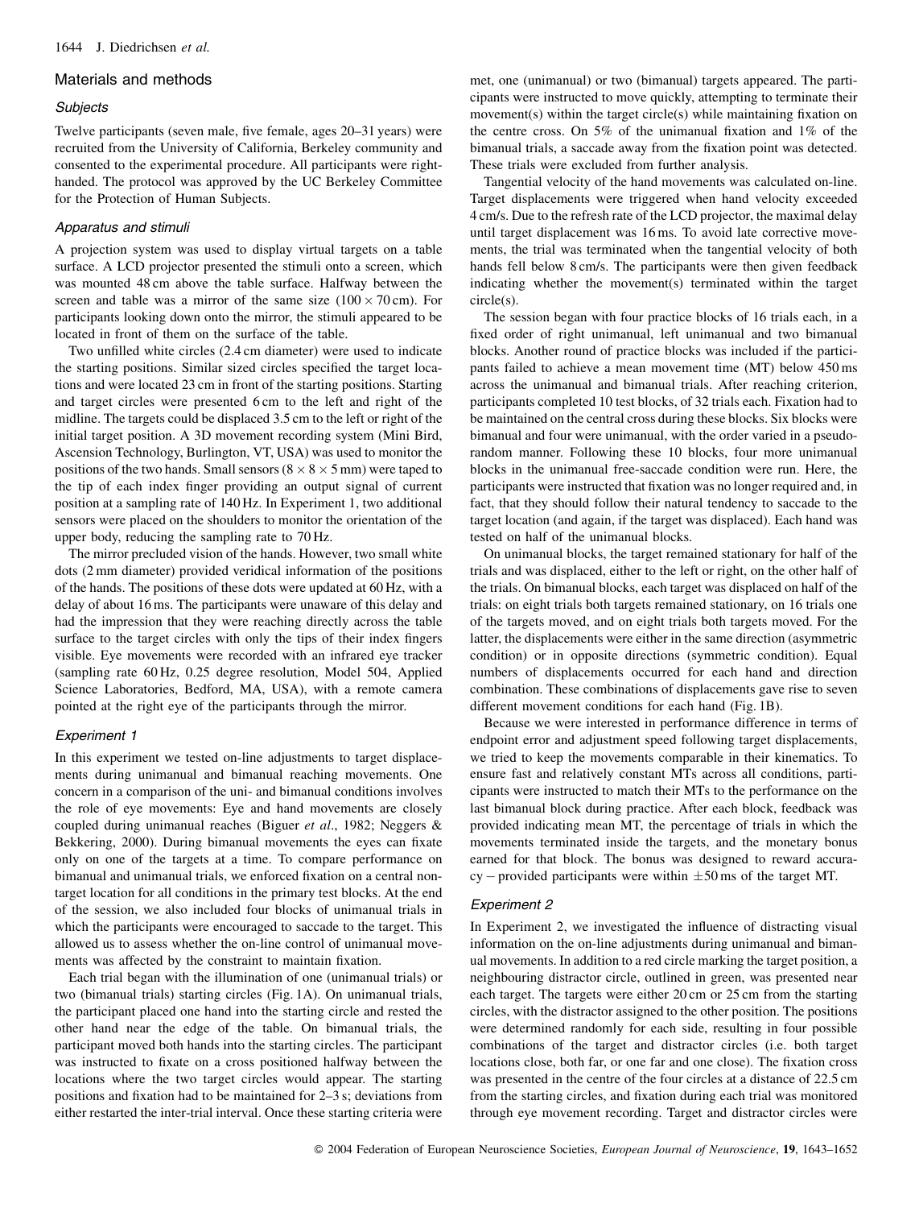## Materials and methods

### Subjects

Twelve participants (seven male, five female, ages 20–31 years) were recruited from the University of California, Berkeley community and consented to the experimental procedure. All participants were right-handed. The protocol was approved by the UC Berkeley Committee for the Protection of Human Subjects.

### Apparatus and stimuli

A projection system was used to display virtual targets on a table surface. A LCD projector presented the stimuli onto a screen, which was mounted 48 cm above the table surface. Halfway between the screen and table was a mirror of the same size (100 × 70 cm). For participants looking down onto the mirror, the stimuli appeared to be located in front of them on the surface of the table.

Two unfilled white circles (2.4 cm diameter) were used to indicate the starting positions. Similar sized circles specified the target locations and were located 23 cm in front of the starting positions. Starting and target circles were presented 6 cm to the left and right of the midline. The targets could be displaced 3.5 cm to the left or right of the initial target position. A 3D movement recording system (Mini Bird, Ascension Technology, Burlington, VT, USA) was used to monitor the positions of the two hands. Small sensors (8 × 8 × 5 mm) were taped to the tip of each index finger providing an output signal of current position at a sampling rate of 140 Hz. In Experiment 1, two additional sensors were placed on the shoulders to monitor the orientation of the upper body, reducing the sampling rate to 70 Hz.

The mirror precluded vision of the hands. However, two small white dots (2 mm diameter) provided veridical information of the positions of the hands. The positions of these dots were updated at 60 Hz, with a delay of about 16 ms. The participants were unaware of this delay and had the impression that they were reaching directly across the table surface to the target circles with only the tips of their index fingers visible. Eye movements were recorded with an infrared eye tracker (sampling rate 60 Hz, 0.25 degree resolution, Model 504, Applied Science Laboratories, Bedford, MA, USA), with a remote camera pointed at the right eye of the participants through the mirror.

### Experiment 1

In this experiment we tested on-line adjustments to target displacements during unimanual and bimanual reaching movements. One concern in a comparison of the uni- and bimanual conditions involves the role of eye movements: Eye and hand movements are closely coupled during unimanual reaches (Biguer *et al*., 1982; Neggers & Bekkering, 2000). During bimanual movements the eyes can fixate only on one of the targets at a time. To compare performance on bimanual and unimanual trials, we enforced fixation on a central non-target location for all conditions in the primary test blocks. At the end of the session, we also included four blocks of unimanual trials in which the participants were encouraged to saccade to the target. This allowed us to assess whether the on-line control of unimanual movements was affected by the constraint to maintain fixation.

Each trial began with the illumination of one (unimanual trials) or two (bimanual trials) starting circles (Fig. 1A). On unimanual trials, the participant placed one hand into the starting circle and rested the other hand near the edge of the table. On bimanual trials, the participant moved both hands into the starting circles. The participant was instructed to fixate on a cross positioned halfway between the locations where the two target circles would appear. The starting positions and fixation had to be maintained for 2–3 s; deviations from either restarted the inter-trial interval. Once these starting criteria were met, one (unimanual) or two (bimanual) targets appeared. The participants were instructed to move quickly, attempting to terminate their movement(s) within the target circle(s) while maintaining fixation on the centre cross. On 5% of the unimanual fixation and 1% of the bimanual trials, a saccade away from the fixation point was detected. These trials were excluded from further analysis.

Tangential velocity of the hand movements was calculated on-line. Target displacements were triggered when hand velocity exceeded 4 cm/s. Due to the refresh rate of the LCD projector, the maximal delay until target displacement was 16 ms. To avoid late corrective movements, the trial was terminated when the tangential velocity of both hands fell below 8 cm/s. The participants were then given feedback indicating whether the movement(s) terminated within the target circle(s).

The session began with four practice blocks of 16 trials each, in a fixed order of right unimanual, left unimanual and two bimanual blocks. Another round of practice blocks was included if the participants failed to achieve a mean movement time (MT) below 450 ms across the unimanual and bimanual trials. After reaching criterion, participants completed 10 test blocks, of 32 trials each. Fixation had to be maintained on the central cross during these blocks. Six blocks were bimanual and four were unimanual, with the order varied in a pseudo-random manner. Following these 10 blocks, four more unimanual blocks in the unimanual free-saccade condition were run. Here, the participants were instructed that fixation was no longer required and, in fact, that they should follow their natural tendency to saccade to the target location (and again, if the target was displaced). Each hand was tested on half of the unimanual blocks.

On unimanual blocks, the target remained stationary for half of the trials and was displaced, either to the left or right, on the other half of the trials. On bimanual blocks, each target was displaced on half of the trials: on eight trials both targets remained stationary, on 16 trials one of the targets moved, and on eight trials both targets moved. For the latter, the displacements were either in the same direction (asymmetric condition) or in opposite directions (symmetric condition). Equal numbers of displacements occurred for each hand and direction combination. These combinations of displacements gave rise to seven different movement conditions for each hand (Fig. 1B).

Because we were interested in performance difference in terms of endpoint error and adjustment speed following target displacements, we tried to keep the movements comparable in their kinematics. To ensure fast and relatively constant MTs across all conditions, participants were instructed to match their MTs to the performance on the last bimanual block during practice. After each block, feedback was provided indicating mean MT, the percentage of trials in which the movements terminated inside the targets, and the monetary bonus earned for that block. The bonus was designed to reward accuracy – provided participants were within ±50 ms of the target MT.

### Experiment 2

In Experiment 2, we investigated the influence of distracting visual information on the on-line adjustments during unimanual and bimanual movements. In addition to a red circle marking the target position, a neighbouring distractor circle, outlined in green, was presented near each target. The targets were either 20 cm or 25 cm from the starting circles, with the distractor assigned to the other position. The positions were determined randomly for each side, resulting in four possible combinations of the target and distractor circles (i.e. both target locations close, both far, or one far and one close). The fixation cross was presented in the centre of the four circles at a distance of 22.5 cm from the starting circles, and fixation during each trial was monitored through eye movement recording. Target and distractor circles were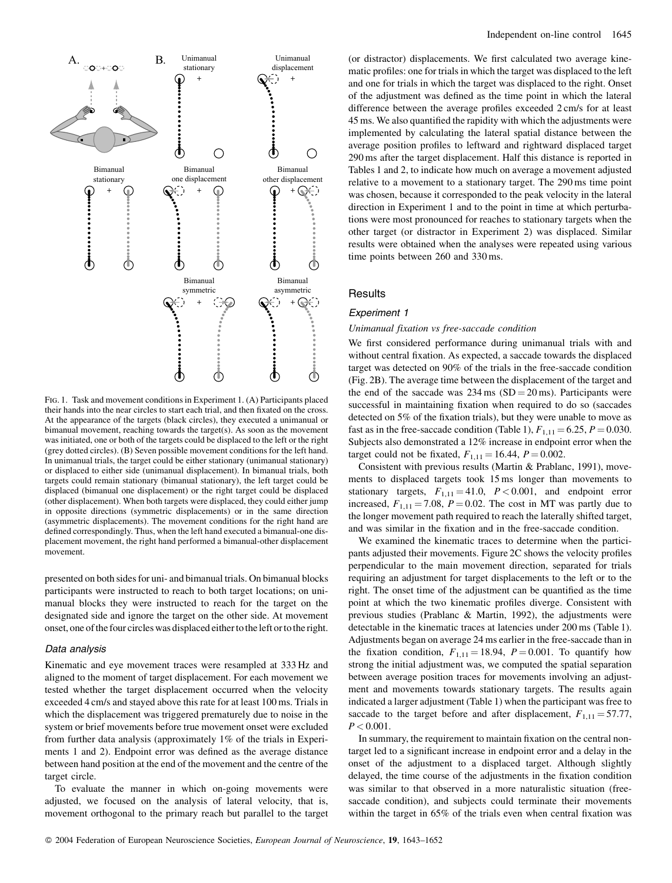FIG. 1. Task and movement conditions in Experiment 1. (A) Participants placed their hands into the near circles to start each trial, and then fixated on the cross. At the appearance of the targets (black circles), they executed a unimanual or bimanual movement, reaching towards the target(s). As soon as the movement was initiated, one or both of the targets could be displaced to the left or the right (grey dotted circles). (B) Seven possible movement conditions for the left hand. In unimanual trials, the target could be either stationary (unimanual stationary) or displaced to either side (unimanual displacement). In bimanual trials, both targets could remain stationary (bimanual stationary), the left target could be displaced (bimanual one displacement) or the right target could be displaced (other displacement). When both targets were displaced, they could either jump in opposite directions (symmetric displacements) or in the same direction (asymmetric displacements). The movement conditions for the right hand are defined correspondingly. Thus, when the left hand executed a bimanual-one displacement movement, the right hand performed a bimanual-other displacement movement.

presented on both sides for uni- and bimanual trials. On bimanual blocks participants were instructed to reach to both target locations; on unimanual blocks they were instructed to reach for the target on the designated side and ignore the target on the other side. At movement onset, one of the four circles was displaced either to the left or to the right.

### Data analysis

Kinematic and eye movement traces were resampled at 333 Hz and aligned to the moment of target displacement. For each movement we tested whether the target displacement occurred when the velocity exceeded 4 cm/s and stayed above this rate for at least 100 ms. Trials in which the displacement was triggered prematurely due to noise in the system or brief movements before true movement onset were excluded from further data analysis (approximately 1% of the trials in Experiments 1 and 2). Endpoint error was defined as the average distance between hand position at the end of the movement and the centre of the target circle.

To evaluate the manner in which on-going movements were adjusted, we focused on the analysis of lateral velocity, that is, movement orthogonal to the primary reach but parallel to the target (or distractor) displacements. We first calculated two average kinematic profiles: one for trials in which the target was displaced to the left and one for trials in which the target was displaced to the right. Onset of the adjustment was defined as the time point in which the lateral difference between the average profiles exceeded 2 cm/s for at least 45 ms. We also quantified the rapidity with which the adjustments were implemented by calculating the lateral spatial distance between the average position profiles to leftward and rightward displaced target 290 ms after the target displacement. Half this distance is reported in Tables 1 and 2, to indicate how much on average a movement adjusted relative to a movement to a stationary target. The 290 ms time point was chosen, because it corresponded to the peak velocity in the lateral direction in Experiment 1 and to the point in time at which perturbations were most pronounced for reaches to stationary targets when the other target (or distractor in Experiment 2) was displaced. Similar results were obtained when the analyses were repeated using various time points between 260 and 330 ms.

## Results

### Experiment 1

*Unimanual fixation vs free-saccade condition*

We first considered performance during unimanual trials with and without central fixation. As expected, a saccade towards the displaced target was detected on 90% of the trials in the free-saccade condition (Fig. 2B). The average time between the displacement of the target and the end of the saccade was 234 ms (SD = 20 ms). Participants were successful in maintaining fixation when required to do so (saccades detected on 5% of the fixation trials), but they were unable to move as fast as in the free-saccade condition (Table 1), $F_{1,11} = 6.25$, $P = 0.030$. Subjects also demonstrated a 12% increase in endpoint error when the target could not be fixated, $F_{1,11} = 16.44$, $P = 0.002$.

Consistent with previous results (Martin & Prablanc, 1991), movements to displaced targets took 15 ms longer than movements to stationary targets, $F_{1,11} = 41.0$, $P < 0.001$, and endpoint error increased, $F_{1,11} = 7.08$, $P = 0.02$. The cost in MT was partly due to the longer movement path required to reach the laterally shifted target, and was similar in the fixation and in the free-saccade condition.

We examined the kinematic traces to determine when the participants adjusted their movements. Figure 2C shows the velocity profiles perpendicular to the main movement direction, separated for trials requiring an adjustment for target displacements to the left or to the right. The onset time of the adjustment can be quantified as the time point at which the two kinematic profiles diverge. Consistent with previous studies (Prablanc & Martin, 1992), the adjustments were detectable in the kinematic traces at latencies under 200 ms (Table 1). Adjustments began on average 24 ms earlier in the free-saccade than in the fixation condition, $F_{1,11} = 18.94$, $P = 0.001$. To quantify how strong the initial adjustment was, we computed the spatial separation between average position traces for movements involving an adjustment and movements towards stationary targets. The results again indicated a larger adjustment (Table 1) when the participant was free to saccade to the target before and after displacement, $F_{1,11} = 57.77$, $P < 0.001$.

In summary, the requirement to maintain fixation on the central non-target led to a significant increase in endpoint error and a delay in the onset of the adjustment to a displaced target. Although slightly delayed, the time course of the adjustments in the fixation condition was similar to that observed in a more naturalistic situation (free-saccade condition), and subjects could terminate their movements within the target in 65% of the trials even when central fixation was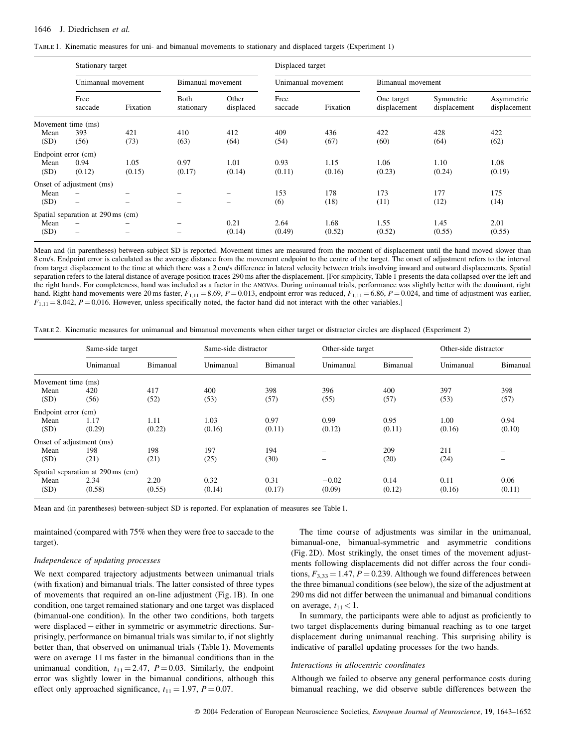TABLE 1. Kinematic measures for uni- and bimanual movements to stationary and displaced targets (Experiment 1)

| | Stationary target | | | | Displaced target | | | | |
|---|---|---|---|---|---|---|---|---|---|
| | Unimanual movement | | Bimanual movement | | Unimanual movement | | Bimanual movement | | |
| | Free saccade | Fixation | Both stationary | Other displaced | Free saccade | Fixation | One target displacement | Symmetric displacement | Asymmetric displacement |
| Movement time (ms) | | | | | | | | | |
| Mean | 393 | 421 | 410 | 412 | 409 | 436 | 422 | 428 | 422 |
| (SD) | (56) | (73) | (63) | (64) | (54) | (67) | (60) | (64) | (62) |
| Endpoint error (cm) | | | | | | | | | |
| Mean | 0.94 | 1.05 | 0.97 | 1.01 | 0.93 | 1.15 | 1.06 | 1.10 | 1.08 |
| (SD) | (0.12) | (0.15) | (0.17) | (0.14) | (0.11) | (0.16) | (0.23) | (0.24) | (0.19) |
| Onset of adjustment (ms) | | | | | | | | | |
| Mean | – | – | – | – | 153 | 178 | 173 | 177 | 175 |
| (SD) | – | – | – | – | (6) | (18) | (11) | (12) | (14) |
| Spatial separation at 290 ms (cm) | | | | | | | | | |
| Mean | – | – | – | 0.21 | 2.64 | 1.68 | 1.55 | 1.45 | 2.01 |
| (SD) | – | – | – | (0.14) | (0.49) | (0.52) | (0.52) | (0.55) | (0.55) |

Mean and (in parentheses) between-subject SD is reported. Movement times are measured from the moment of displacement until the hand moved slower than 8 cm/s. Endpoint error is calculated as the average distance from the movement endpoint to the centre of the target. The onset of adjustment refers to the interval from target displacement to the time at which there was a 2 cm/s difference in lateral velocity between trials involving inward and outward displacements. Spatial separation refers to the lateral distance of average position traces 290 ms after the displacement. [For simplicity, Table 1 presents the data collapsed over the left and the right hands. For completeness, hand was included as a factor in the ANOVAs. During unimanual trials, performance was slightly better with the dominant, right hand. Right-hand movements were 20 ms faster, $F_{1,11} = 8.69$, $P = 0.013$, endpoint error was reduced, $F_{1,11} = 6.86$, $P = 0.024$, and time of adjustment was earlier, $F_{1,11} = 8.042$, $P = 0.016$. However, unless specifically noted, the factor hand did not interact with the other variables.]

TABLE 2. Kinematic measures for unimanual and bimanual movements when either target or distractor circles are displaced (Experiment 2)

| | Same-side target | | Same-side distractor | | Other-side target | | Other-side distractor | |
|---|---|---|---|---|---|---|---|---|
| | Unimanual | Bimanual | Unimanual | Bimanual | Unimanual | Bimanual | Unimanual | Bimanual |
| Movement time (ms) | | | | | | | | |
| Mean | 420 | 417 | 400 | 398 | 396 | 400 | 397 | 398 |
| (SD) | (56) | (52) | (53) | (57) | (55) | (57) | (53) | (57) |
| Endpoint error (cm) | | | | | | | | |
| Mean | 1.17 | 1.11 | 1.03 | 0.97 | 0.99 | 0.95 | 1.00 | 0.94 |
| (SD) | (0.29) | (0.22) | (0.16) | (0.11) | (0.12) | (0.11) | (0.16) | (0.10) |
| Onset of adjustment (ms) | | | | | | | | |
| Mean | 198 | 198 | 197 | 194 | – | 209 | 211 | – |
| (SD) | (21) | (21) | (25) | (30) | – | (20) | (24) | – |
| Spatial separation at 290 ms (cm) | | | | | | | | |
| Mean | 2.34 | 2.20 | 0.32 | 0.31 | −0.02 | 0.14 | 0.11 | 0.06 |
| (SD) | (0.58) | (0.55) | (0.14) | (0.17) | (0.09) | (0.12) | (0.16) | (0.11) |

Mean and (in parentheses) between-subject SD is reported. For explanation of measures see Table 1.

maintained (compared with 75% when they were free to saccade to the target).

### Independence of updating processes

We next compared trajectory adjustments between unimanual trials (with fixation) and bimanual trials. The latter consisted of three types of movements that required an on-line adjustment (Fig. 1B). In one condition, one target remained stationary and one target was displaced (bimanual-one condition). In the other two conditions, both targets were displaced – either in symmetric or asymmetric directions. Surprisingly, performance on bimanual trials was similar to, if not slightly better than, that observed on unimanual trials (Table 1). Movements were on average 11 ms faster in the bimanual conditions than in the unimanual condition, $t_{11} = 2.47$, $P = 0.03$. Similarly, the endpoint error was slightly lower in the bimanual conditions, although this effect only approached significance, $t_{11} = 1.97$, $P = 0.07$.

The time course of adjustments was similar in the unimanual, bimanual-one, bimanual-symmetric and asymmetric conditions (Fig. 2D). Most strikingly, the onset times of the movement adjustments following displacements did not differ across the four conditions, $F_{3,33} = 1.47$, $P = 0.239$. Although we found differences between the three bimanual conditions (see below), the size of the adjustment at 290 ms did not differ between the unimanual and bimanual conditions on average, $t_{11} < 1$.

In summary, the participants were able to adjust as proficiently to two target displacements during bimanual reaching as to one target displacement during unimanual reaching. This surprising ability is indicative of parallel updating processes for the two hands.

### Interactions in allocentric coordinates

Although we failed to observe any general performance costs during bimanual reaching, we did observe subtle differences between the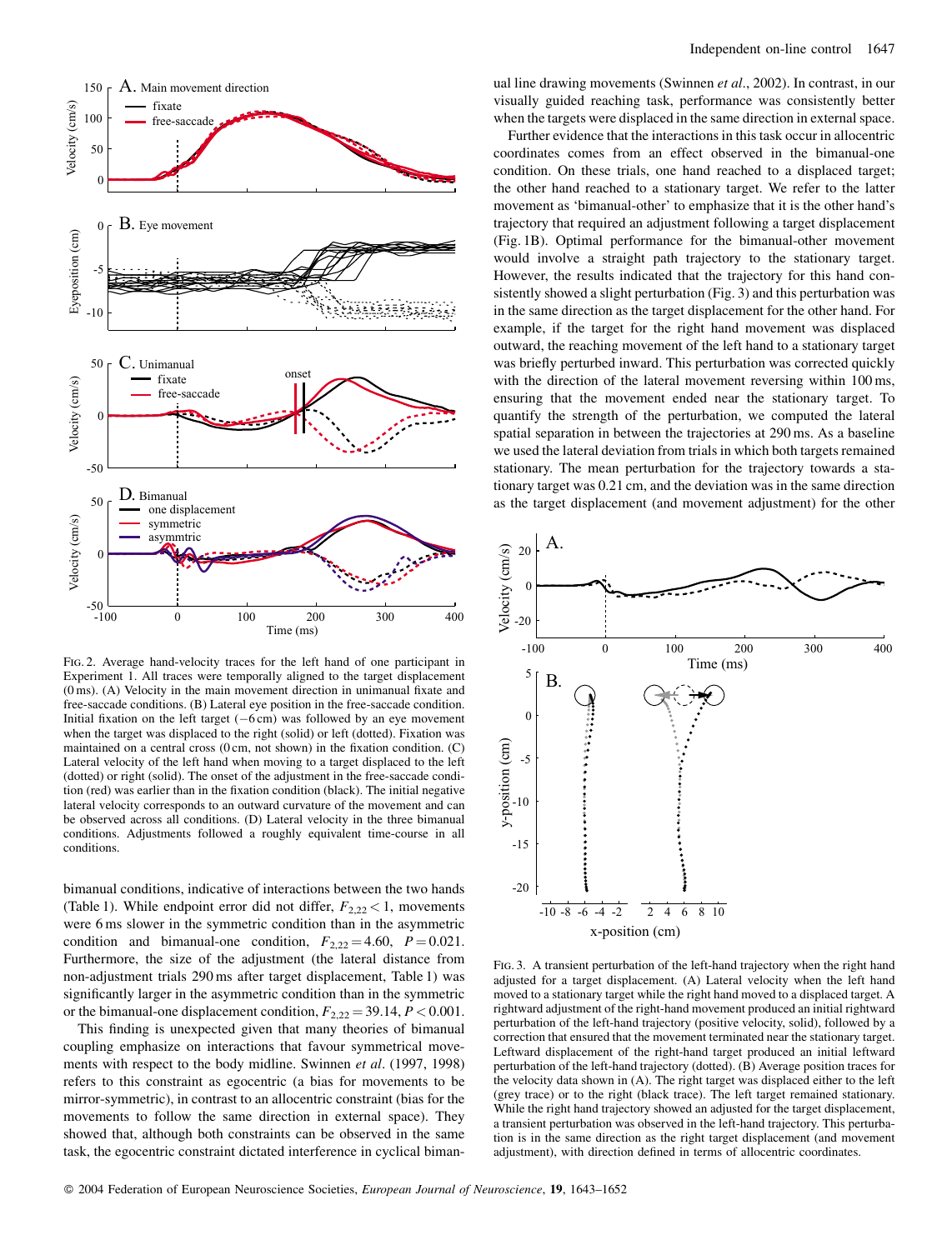FIG. 2. Average hand-velocity traces for the left hand of one participant in Experiment 1. All traces were temporally aligned to the target displacement (0 ms). (A) Velocity in the main movement direction in unimanual fixate and free-saccade conditions. (B) Lateral eye position in the free-saccade condition. Initial fixation on the left target (−6 cm) was followed by an eye movement when the target was displaced to the right (solid) or left (dotted). Fixation was maintained on a central cross (0 cm, not shown) in the fixation condition. (C) Lateral velocity of the left hand when moving to a target displaced to the left (dotted) or right (solid). The onset of the adjustment in the free-saccade condition (red) was earlier than in the fixation condition (black). The initial negative lateral velocity corresponds to an outward curvature of the movement and can be observed across all conditions. (D) Lateral velocity in the three bimanual conditions. Adjustments followed a roughly equivalent time-course in all conditions.

bimanual conditions, indicative of interactions between the two hands (Table 1). While endpoint error did not differ, $F_{2,22} < 1$, movements were 6 ms slower in the symmetric condition than in the asymmetric condition and bimanual-one condition, $F_{2,22} = 4.60$, $P = 0.021$. Furthermore, the size of the adjustment (the lateral distance from non-adjustment trials 290 ms after target displacement, Table 1) was significantly larger in the asymmetric condition than in the symmetric or the bimanual-one displacement condition, $F_{2,22} = 39.14$, $P < 0.001$.

This finding is unexpected given that many theories of bimanual coupling emphasize on interactions that favour symmetrical movements with respect to the body midline. Swinnen *et al*. (1997, 1998) refers to this constraint as egocentric (a bias for movements to be mirror-symmetric), in contrast to an allocentric constraint (bias for the movements to follow the same direction in external space). They showed that, although both constraints can be observed in the same task, the egocentric constraint dictated interference in cyclical bimanual line drawing movements (Swinnen *et al*., 2002). In contrast, in our visually guided reaching task, performance was consistently better when the targets were displaced in the same direction in external space.

Further evidence that the interactions in this task occur in allocentric coordinates comes from an effect observed in the bimanual-one condition. On these trials, one hand reached to a displaced target; the other hand reached to a stationary target. We refer to the latter movement as 'bimanual-other' to emphasize that it is the other hand's trajectory that required an adjustment following a target displacement (Fig. 1B). Optimal performance for the bimanual-other movement would involve a straight path trajectory to the stationary target. However, the results indicated that the trajectory for this hand consistently showed a slight perturbation (Fig. 3) and this perturbation was in the same direction as the target displacement for the other hand. For example, if the target for the right hand movement was displaced outward, the reaching movement of the left hand to a stationary target was briefly perturbed inward. This perturbation was corrected quickly with the direction of the lateral movement reversing within 100 ms, ensuring that the movement ended near the stationary target. To quantify the strength of the perturbation, we computed the lateral spatial separation in between the trajectories at 290 ms. As a baseline we used the lateral deviation from trials in which both targets remained stationary. The mean perturbation for the trajectory towards a stationary target was 0.21 cm, and the deviation was in the same direction as the target displacement (and movement adjustment) for the other

FIG. 3. A transient perturbation of the left-hand trajectory when the right hand adjusted for a target displacement. (A) Lateral velocity when the left hand moved to a stationary target while the right hand moved to a displaced target. A rightward adjustment of the right-hand movement produced an initial rightward perturbation of the left-hand trajectory (positive velocity, solid), followed by a correction that ensured that the movement terminated near the stationary target. Leftward displacement of the right-hand target produced an initial leftward perturbation of the left-hand trajectory (dotted). (B) Average position traces for the velocity data shown in (A). The right target was displaced either to the left (grey trace) or to the right (black trace). The left target remained stationary. While the right hand trajectory showed an adjusted for the target displacement, a transient perturbation was observed in the left-hand trajectory. This perturbation is in the same direction as the right target displacement (and movement adjustment), with direction defined in terms of allocentric coordinates.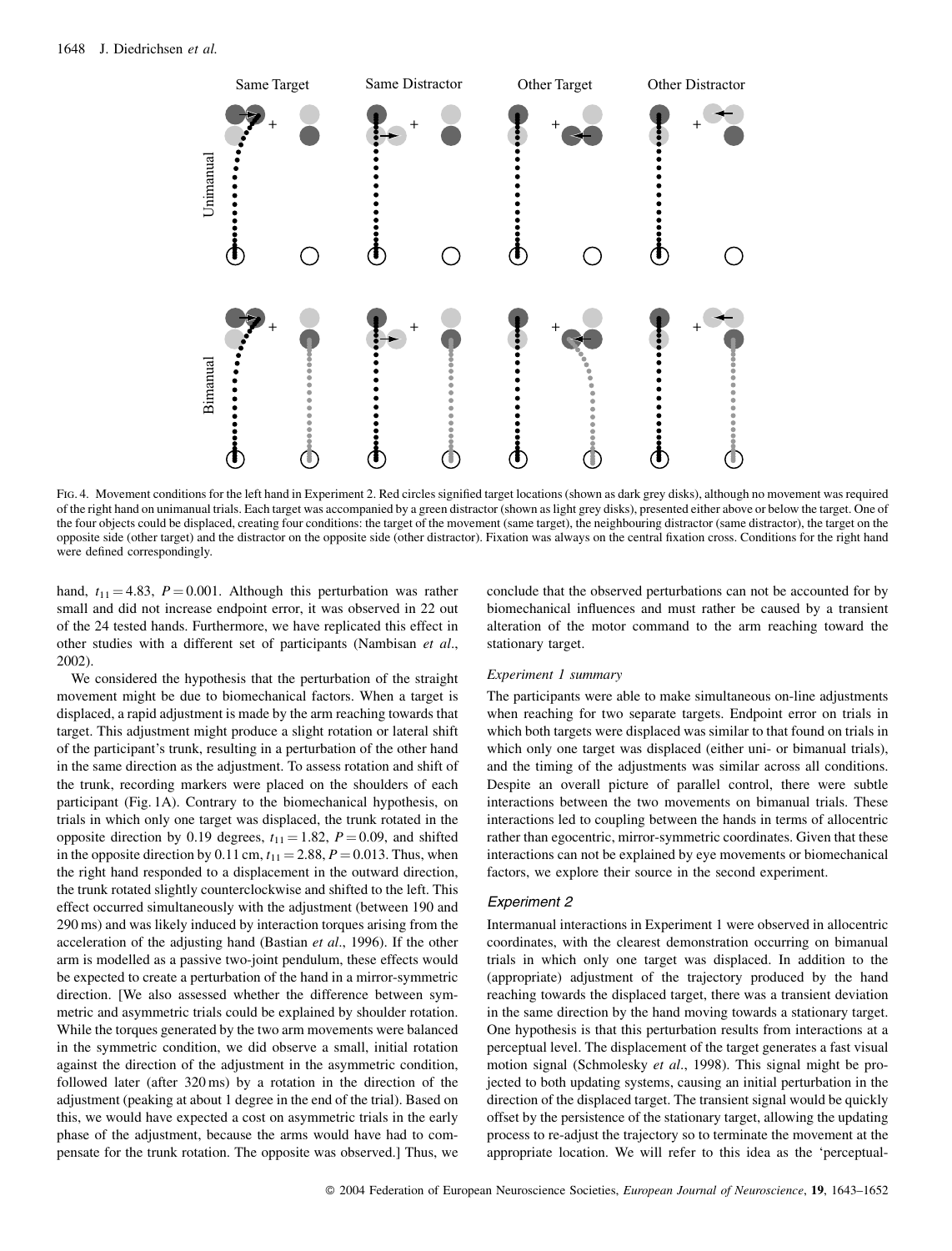Fig. 4. Movement conditions for the left hand in Experiment 2. Red circles signified target locations (shown as dark grey disks), although no movement was required of the right hand on unimanual trials. Each target was accompanied by a green distractor (shown as light grey disks), presented either above or below the target. One of the four objects could be displaced, creating four conditions: the target of the movement (same target), the neighbouring distractor (same distractor), the target on the opposite side (other target) and the distractor on the opposite side (other distractor). Fixation was always on the central fixation cross. Conditions for the right hand were defined correspondingly.

hand, $t_{11} = 4.83$, $P = 0.001$. Although this perturbation was rather small and did not increase endpoint error, it was observed in 22 out of the 24 tested hands. Furthermore, we have replicated this effect in other studies with a different set of participants (Nambisan *et al*., 2002).

We considered the hypothesis that the perturbation of the straight movement might be due to biomechanical factors. When a target is displaced, a rapid adjustment is made by the arm reaching towards that target. This adjustment might produce a slight rotation or lateral shift of the participant's trunk, resulting in a perturbation of the other hand in the same direction as the adjustment. To assess rotation and shift of the trunk, recording markers were placed on the shoulders of each participant (Fig. 1A). Contrary to the biomechanical hypothesis, on trials in which only one target was displaced, the trunk rotated in the opposite direction by 0.19 degrees, $t_{11} = 1.82$, $P = 0.09$, and shifted in the opposite direction by 0.11 cm, $t_{11} = 2.88$, $P = 0.013$. Thus, when the right hand responded to a displacement in the outward direction, the trunk rotated slightly counterclockwise and shifted to the left. This effect occurred simultaneously with the adjustment (between 190 and 290 ms) and was likely induced by interaction torques arising from the acceleration of the adjusting hand (Bastian *et al*., 1996). If the other arm is modelled as a passive two-joint pendulum, these effects would be expected to create a perturbation of the hand in a mirror-symmetric direction. [We also assessed whether the difference between symmetric and asymmetric trials could be explained by shoulder rotation. While the torques generated by the two arm movements were balanced in the symmetric condition, we did observe a small, initial rotation against the direction of the adjustment in the asymmetric condition, followed later (after 320 ms) by a rotation in the direction of the adjustment (peaking at about 1 degree in the end of the trial). Based on this, we would have expected a cost on asymmetric trials in the early phase of the adjustment, because the arms would have had to compensate for the trunk rotation. The opposite was observed.] Thus, we conclude that the observed perturbations can not be accounted for by biomechanical influences and must rather be caused by a transient alteration of the motor command to the arm reaching toward the stationary target.

#### *Experiment 1 summary*

The participants were able to make simultaneous on-line adjustments when reaching for two separate targets. Endpoint error on trials in which both targets were displaced was similar to that found on trials in which only one target was displaced (either uni- or bimanual trials), and the timing of the adjustments was similar across all conditions. Despite an overall picture of parallel control, there were subtle interactions between the two movements on bimanual trials. These interactions led to coupling between the hands in terms of allocentric rather than egocentric, mirror-symmetric coordinates. Given that these interactions can not be explained by eye movements or biomechanical factors, we explore their source in the second experiment.

### *Experiment 2*

Intermanual interactions in Experiment 1 were observed in allocentric coordinates, with the clearest demonstration occurring on bimanual trials in which only one target was displaced. In addition to the (appropriate) adjustment of the trajectory produced by the hand reaching towards the displaced target, there was a transient deviation in the same direction by the hand moving towards a stationary target. One hypothesis is that this perturbation results from interactions at a perceptual level. The displacement of the target generates a fast visual motion signal (Schmolesky *et al*., 1998). This signal might be projected to both updating systems, causing an initial perturbation in the direction of the displaced target. The transient signal would be quickly offset by the persistence of the stationary target, allowing the updating process to re-adjust the trajectory so to terminate the movement at the appropriate location. We will refer to this idea as the 'perceptual-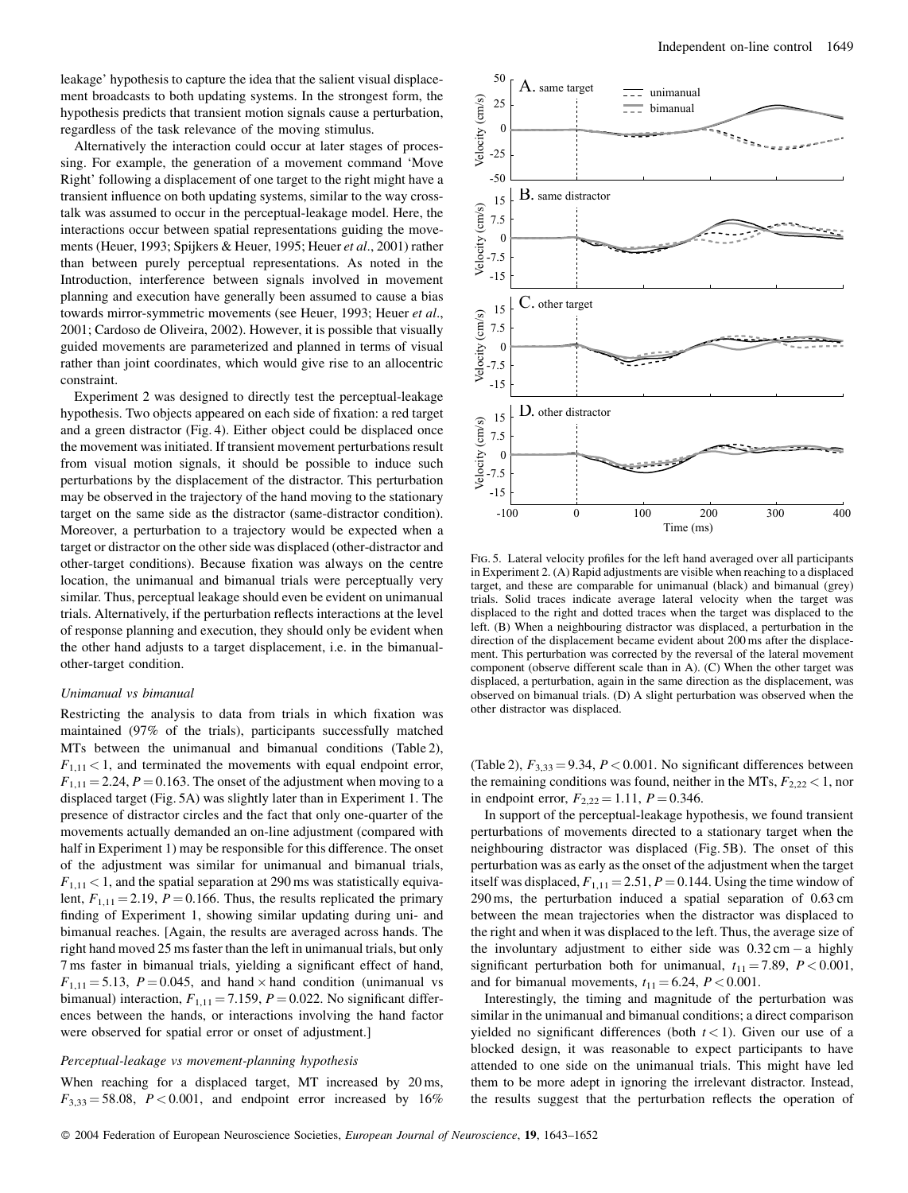leakage' hypothesis to capture the idea that the salient visual displacement broadcasts to both updating systems. In the strongest form, the hypothesis predicts that transient motion signals cause a perturbation, regardless of the task relevance of the moving stimulus.

Alternatively the interaction could occur at later stages of processing. For example, the generation of a movement command 'Move Right' following a displacement of one target to the right might have a transient influence on both updating systems, similar to the way cross-talk was assumed to occur in the perceptual-leakage model. Here, the interactions occur between spatial representations guiding the movements (Heuer, 1993; Spijkers & Heuer, 1995; Heuer *et al*., 2001) rather than between purely perceptual representations. As noted in the Introduction, interference between signals involved in movement planning and execution have generally been assumed to cause a bias towards mirror-symmetric movements (see Heuer, 1993; Heuer *et al*., 2001; Cardoso de Oliveira, 2002). However, it is possible that visually guided movements are parameterized and planned in terms of visual rather than joint coordinates, which would give rise to an allocentric constraint.

Experiment 2 was designed to directly test the perceptual-leakage hypothesis. Two objects appeared on each side of fixation: a red target and a green distractor (Fig. 4). Either object could be displaced once the movement was initiated. If transient movement perturbations result from visual motion signals, it should be possible to induce such perturbations by the displacement of the distractor. This perturbation may be observed in the trajectory of the hand moving to the stationary target on the same side as the distractor (same-distractor condition). Moreover, a perturbation to a trajectory would be expected when a target or distractor on the other side was displaced (other-distractor and other-target conditions). Because fixation was always on the centre location, the unimanual and bimanual trials were perceptually very similar. Thus, perceptual leakage should even be evident on unimanual trials. Alternatively, if the perturbation reflects interactions at the level of response planning and execution, they should only be evident when the other hand adjusts to a target displacement, i.e. in the bimanual-other-target condition.

### *Unimanual vs bimanual*

Restricting the analysis to data from trials in which fixation was maintained (97% of the trials), participants successfully matched MTs between the unimanual and bimanual conditions (Table 2), $F_{1,11} < 1$, and terminated the movements with equal endpoint error, $F_{1,11} = 2.24$, $P = 0.163$. The onset of the adjustment when moving to a displaced target (Fig. 5A) was slightly later than in Experiment 1. The presence of distractor circles and the fact that only one-quarter of the movements actually demanded an on-line adjustment (compared with half in Experiment 1) may be responsible for this difference. The onset of the adjustment was similar for unimanual and bimanual trials, $F_{1,11} < 1$, and the spatial separation at 290 ms was statistically equivalent, $F_{1,11} = 2.19$, $P = 0.166$. Thus, the results replicated the primary finding of Experiment 1, showing similar updating during uni- and bimanual reaches. [Again, the results are averaged across hands. The right hand moved 25 ms faster than the left in unimanual trials, but only 7 ms faster in bimanual trials, yielding a significant effect of hand, $F_{1,11} = 5.13$, $P = 0.045$, and hand × hand condition (unimanual vs bimanual) interaction, $F_{1,11} = 7.159$, $P = 0.022$. No significant differences between the hands, or interactions involving the hand factor were observed for spatial error or onset of adjustment.]

### *Perceptual-leakage vs movement-planning hypothesis*

When reaching for a displaced target, MT increased by 20 ms, $F_{3,33} = 58.08$, $P < 0.001$, and endpoint error increased by 16% (Table 2), $F_{3,33} = 9.34$, $P < 0.001$. No significant differences between the remaining conditions was found, neither in the MTs, $F_{2,22} < 1$, nor in endpoint error, $F_{2,22} = 1.11$, $P = 0.346$.

FIG. 5. Lateral velocity profiles for the left hand averaged over all participants in Experiment 2. (A) Rapid adjustments are visible when reaching to a displaced target, and these are comparable for unimanual (black) and bimanual (grey) trials. Solid traces indicate average lateral velocity when the target was displaced to the right and dotted traces when the target was displaced to the left. (B) When a neighbouring distractor was displaced, a perturbation in the direction of the displacement became evident about 200 ms after the displacement. This perturbation was corrected by the reversal of the lateral movement component (observe different scale than in A). (C) When the other target was displaced, a perturbation, again in the same direction as the displacement, was observed on bimanual trials. (D) A slight perturbation was observed when the other distractor was displaced.

In support of the perceptual-leakage hypothesis, we found transient perturbations of movements directed to a stationary target when the neighbouring distractor was displaced (Fig. 5B). The onset of this perturbation was as early as the onset of the adjustment when the target itself was displaced, $F_{1,11} = 2.51$, $P = 0.144$. Using the time window of 290 ms, the perturbation induced a spatial separation of 0.63 cm between the mean trajectories when the distractor was displaced to the right and when it was displaced to the left. Thus, the average size of the involuntary adjustment to either side was 0.32 cm – a highly significant perturbation both for unimanual, $t_{11} = 7.89$, $P < 0.001$, and for bimanual movements, $t_{11} = 6.24$, $P < 0.001$.

Interestingly, the timing and magnitude of the perturbation was similar in the unimanual and bimanual conditions; a direct comparison yielded no significant differences (both $t < 1$). Given our use of a blocked design, it was reasonable to expect participants to have attended to one side on the unimanual trials. This might have led them to be more adept in ignoring the irrelevant distractor. Instead, the results suggest that the perturbation reflects the operation of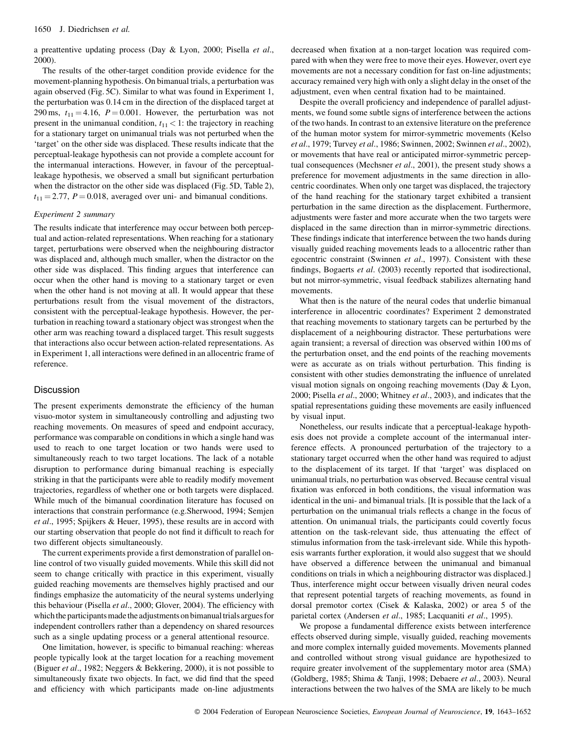a preattentive updating process (Day & Lyon, 2000; Pisella *et al*., 2000).

The results of the other-target condition provide evidence for the movement-planning hypothesis. On bimanual trials, a perturbation was again observed (Fig. 5C). Similar to what was found in Experiment 1, the perturbation was 0.14 cm in the direction of the displaced target at 290 ms, $t_{11} = 4.16$, $P = 0.001$. However, the perturbation was not present in the unimanual condition, $t_{11} < 1$: the trajectory in reaching for a stationary target on unimanual trials was not perturbed when the 'target' on the other side was displaced. These results indicate that the perceptual-leakage hypothesis can not provide a complete account for the intermanual interactions. However, in favour of the perceptual-leakage hypothesis, we observed a small but significant perturbation when the distractor on the other side was displaced (Fig. 5D, Table 2), $t_{11} = 2.77$, $P = 0.018$, averaged over uni- and bimanual conditions.

### *Experiment 2 summary*

The results indicate that interference may occur between both perceptual and action-related representations. When reaching for a stationary target, perturbations were observed when the neighbouring distractor was displaced and, although much smaller, when the distractor on the other side was displaced. This finding argues that interference can occur when the other hand is moving to a stationary target or even when the other hand is not moving at all. It would appear that these perturbations result from the visual movement of the distractors, consistent with the perceptual-leakage hypothesis. However, the perturbation in reaching toward a stationary object was strongest when the other arm was reaching toward a displaced target. This result suggests that interactions also occur between action-related representations. As in Experiment 1, all interactions were defined in an allocentric frame of reference.

## Discussion

The present experiments demonstrate the efficiency of the human visuo-motor system in simultaneously controlling and adjusting two reaching movements. On measures of speed and endpoint accuracy, performance was comparable on conditions in which a single hand was used to reach to one target location or two hands were used to simultaneously reach to two target locations. The lack of a notable disruption to performance during bimanual reaching is especially striking in that the participants were able to readily modify movement trajectories, regardless of whether one or both targets were displaced. While much of the bimanual coordination literature has focused on interactions that constrain performance (e.g.Sherwood, 1994; Semjen *et al*., 1995; Spijkers & Heuer, 1995), these results are in accord with our starting observation that people do not find it difficult to reach for two different objects simultaneously.

The current experiments provide a first demonstration of parallel on-line control of two visually guided movements. While this skill did not seem to change critically with practice in this experiment, visually guided reaching movements are themselves highly practised and our findings emphasize the automaticity of the neural systems underlying this behaviour (Pisella *et al*., 2000; Glover, 2004). The efficiency with which the participants made the adjustments on bimanual trials argues for independent controllers rather than a dependency on shared resources such as a single updating process or a general attentional resource.

One limitation, however, is specific to bimanual reaching: whereas people typically look at the target location for a reaching movement (Biguer *et al*., 1982; Neggers & Bekkering, 2000), it is not possible to simultaneously fixate two objects. In fact, we did find that the speed and efficiency with which participants made on-line adjustments decreased when fixation at a non-target location was required compared with when they were free to move their eyes. However, overt eye movements are not a necessary condition for fast on-line adjustments; accuracy remained very high with only a slight delay in the onset of the adjustment, even when central fixation had to be maintained.

Despite the overall proficiency and independence of parallel adjustments, we found some subtle signs of interference between the actions of the two hands. In contrast to an extensive literature on the preference of the human motor system for mirror-symmetric movements (Kelso *et al*., 1979; Turvey *et al*., 1986; Swinnen, 2002; Swinnen *et al*., 2002), or movements that have real or anticipated mirror-symmetric perceptual consequences (Mechsner *et al*., 2001), the present study shows a preference for movement adjustments in the same direction in allocentric coordinates. When only one target was displaced, the trajectory of the hand reaching for the stationary target exhibited a transient perturbation in the same direction as the displacement. Furthermore, adjustments were faster and more accurate when the two targets were displaced in the same direction than in mirror-symmetric directions. These findings indicate that interference between the two hands during visually guided reaching movements leads to a allocentric rather than egocentric constraint (Swinnen *et al*., 1997). Consistent with these findings, Bogaerts *et al*. (2003) recently reported that isodirectional, but not mirror-symmetric, visual feedback stabilizes alternating hand movements.

What then is the nature of the neural codes that underlie bimanual interference in allocentric coordinates? Experiment 2 demonstrated that reaching movements to stationary targets can be perturbed by the displacement of a neighbouring distractor. These perturbations were again transient; a reversal of direction was observed within 100 ms of the perturbation onset, and the end points of the reaching movements were as accurate as on trials without perturbation. This finding is consistent with other studies demonstrating the influence of unrelated visual motion signals on ongoing reaching movements (Day & Lyon, 2000; Pisella *et al*., 2000; Whitney *et al*., 2003), and indicates that the spatial representations guiding these movements are easily influenced by visual input.

Nonetheless, our results indicate that a perceptual-leakage hypothesis does not provide a complete account of the intermanual interference effects. A pronounced perturbation of the trajectory to a stationary target occurred when the other hand was required to adjust to the displacement of its target. If that 'target' was displaced on unimanual trials, no perturbation was observed. Because central visual fixation was enforced in both conditions, the visual information was identical in the uni- and bimanual trials. [It is possible that the lack of a perturbation on the unimanual trials reflects a change in the focus of attention. On unimanual trials, the participants could covertly focus attention on the task-relevant side, thus attenuating the effect of stimulus information from the task-irrelevant side. While this hypothesis warrants further exploration, it would also suggest that we should have observed a difference between the unimanual and bimanual conditions on trials in which a neighbouring distractor was displaced.] Thus, interference might occur between visually driven neural codes that represent potential targets of reaching movements, as found in dorsal premotor cortex (Cisek & Kalaska, 2002) or area 5 of the parietal cortex (Andersen *et al*., 1985; Lacquaniti *et al*., 1995).

We propose a fundamental difference exists between interference effects observed during simple, visually guided, reaching movements and more complex internally guided movements. Movements planned and controlled without strong visual guidance are hypothesized to require greater involvement of the supplementary motor area (SMA) (Goldberg, 1985; Shima & Tanji, 1998; Debaere *et al*., 2003). Neural interactions between the two halves of the SMA are likely to be much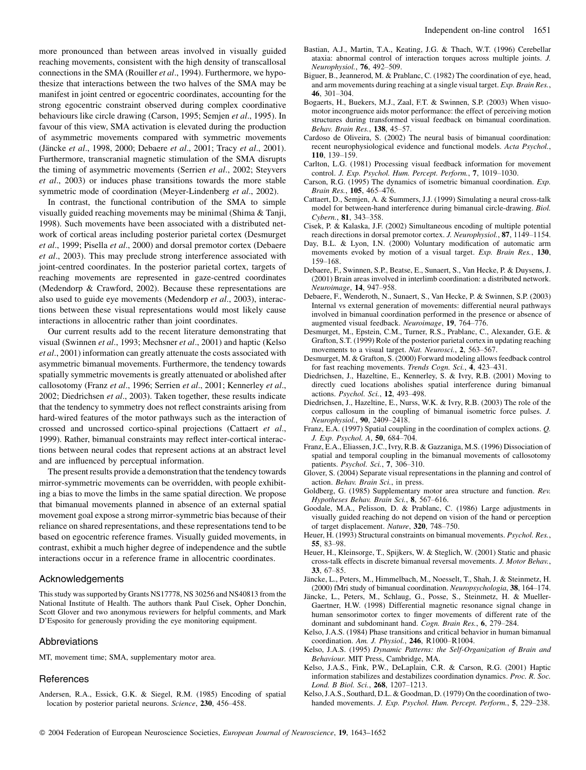more pronounced than between areas involved in visually guided reaching movements, consistent with the high density of transcallosal connections in the SMA (Rouiller *et al*., 1994). Furthermore, we hypothesize that interactions between the two halves of the SMA may be manifest in joint centred or egocentric coordinates, accounting for the strong egocentric constraint observed during complex coordinative behaviours like circle drawing (Carson, 1995; Semjen *et al*., 1995). In favour of this view, SMA activation is elevated during the production of asymmetric movements compared with symmetric movements (Jäncke *et al*., 1998, 2000; Debaere *et al*., 2001; Tracy *et al*., 2001). Furthermore, transcranial magnetic stimulation of the SMA disrupts the timing of asymmetric movements (Serrien *et al*., 2002; Steyvers *et al*., 2003) or induces phase transitions towards the more stable symmetric mode of coordination (Meyer-Lindenberg *et al*., 2002).

In contrast, the functional contribution of the SMA to simple visually guided reaching movements may be minimal (Shima & Tanji, 1998). Such movements have been associated with a distributed network of cortical areas including posterior parietal cortex (Desmurget *et al*., 1999; Pisella *et al*., 2000) and dorsal premotor cortex (Debaere *et al*., 2003). This may preclude strong interference associated with joint-centred coordinates. In the posterior parietal cortex, targets of reaching movements are represented in gaze-centred coordinates (Medendorp & Crawford, 2002). Because these representations are also used to guide eye movements (Medendorp *et al*., 2003), interactions between these visual representations would most likely cause interactions in allocentric rather than joint coordinates.

Our current results add to the recent literature demonstrating that visual (Swinnen *et al*., 1993; Mechsner *et al*., 2001) and haptic (Kelso *et al*., 2001) information can greatly attenuate the costs associated with asymmetric bimanual movements. Furthermore, the tendency towards spatially symmetric movements is greatly attenuated or abolished after callosotomy (Franz *et al*., 1996; Serrien *et al*., 2001; Kennerley *et al*., 2002; Diedrichsen *et al*., 2003). Taken together, these results indicate that the tendency to symmetry does not reflect constraints arising from hard-wired features of the motor pathways such as the interaction of crossed and uncrossed cortico-spinal projections (Cattaert *et al*., 1999). Rather, bimanual constraints may reflect inter-cortical interactions between neural codes that represent actions at an abstract level and are influenced by perceptual information.

The present results provide a demonstration that the tendency towards mirror-symmetric movements can be overridden, with people exhibiting a bias to move the limbs in the same spatial direction. We propose that bimanual movements planned in absence of an external spatial movement goal expose a strong mirror-symmetric bias because of their reliance on shared representations, and these representations tend to be based on egocentric reference frames. Visually guided movements, in contrast, exhibit a much higher degree of independence and the subtle interactions occur in a reference frame in allocentric coordinates.

## Acknowledgements

This study was supported by Grants NS17778, NS 30256 and NS40813 from the National Institute of Health. The authors thank Paul Cisek, Opher Donchin, Scott Glover and two anonymous reviewers for helpful comments, and Mark D'Esposito for generously providing the eye monitoring equipment.

## Abbreviations

MT, movement time; SMA, supplementary motor area.

## References

Andersen, R.A., Essick, G.K. & Siegel, R.M. (1985) Encoding of spatial location by posterior parietal neurons. *Science*, **230**, 456–458.

Bastian, A.J., Martin, T.A., Keating, J.G. & Thach, W.T. (1996) Cerebellar ataxia: abnormal control of interaction torques across multiple joints. *J. Neurophysiol.*, **76**, 492–509.

Biguer, B., Jeannerod, M. & Prablanc, C. (1982) The coordination of eye, head, and arm movements during reaching at a single visual target. *Exp. Brain Res.*, **46**, 301–304.

Bogaerts, H., Buekers, M.J., Zaal, F.T. & Swinnen, S.P. (2003) When visuo-motor incongruence aids motor performance: the effect of perceiving motion structures during transformed visual feedback on bimanual coordination. *Behav. Brain Res.*, **138**, 45–57.

Cardoso de Oliveira, S. (2002) The neural basis of bimanual coordination: recent neurophysiological evidence and functional models. *Acta Psychol.*, **110**, 139–159.

Carlton, L.G. (1981) Processing visual feedback information for movement control. *J. Exp. Psychol. Hum. Percept. Perform.*, **7**, 1019–1030.

Carson, R.G. (1995) The dynamics of isometric bimanual coordination. *Exp. Brain Res.*, **105**, 465–476.

Cattaert, D., Semjen, A. & Summers, J.J. (1999) Simulating a neural cross-talk model for between-hand interference during bimanual circle-drawing. *Biol. Cybern.*, **81**, 343–358.

Cisek, P. & Kalaska, J.F. (2002) Simultaneous encoding of multiple potential reach directions in dorsal premotor cortex. *J. Neurophysiol.*, **87**, 1149–1154.

Day, B.L. & Lyon, I.N. (2000) Voluntary modification of automatic arm movements evoked by motion of a visual target. *Exp. Brain Res.*, **130**, 159–168.

Debaere, F., Swinnen, S.P., Beatse, E., Sunaert, S., Van Hecke, P. & Duysens, J. (2001) Brain areas involved in interlimb coordination: a distributed network. *Neuroimage*, **14**, 947–958.

Debaere, F., Wenderoth, N., Sunaert, S., Van Hecke, P. & Swinnen, S.P. (2003) Internal vs external generation of movements: differential neural pathways involved in bimanual coordination performed in the presence or absence of augmented visual feedback. *Neuroimage*, **19**, 764–776.

Desmurget, M., Epstein, C.M., Turner, R.S., Prablanc, C., Alexander, G.E. & Grafton, S.T. (1999) Role of the posterior parietal cortex in updating reaching movements to a visual target. *Nat. Neurosci.*, **2**, 563–567.

Desmurget, M. & Grafton, S. (2000) Forward modeling allows feedback control for fast reaching movements. *Trends Cogn. Sci.*, **4**, 423–431.

Diedrichsen, J., Hazeltine, E., Kennerley, S. & Ivry, R.B. (2001) Moving to directly cued locations abolishes spatial interference during bimanual actions. *Psychol. Sci.*, **12**, 493–498.

Diedrichsen, J., Hazeltine, E., Nurss, W.K. & Ivry, R.B. (2003) The role of the corpus callosum in the coupling of bimanual isometric force pulses. *J. Neurophysiol.*, **90**, 2409–2418.

Franz, E.A. (1997) Spatial coupling in the coordination of complex actions. *Q. J. Exp. Psychol. A*, **50**, 684–704.

Franz, E.A., Eliassen, J.C., Ivry, R.B. & Gazzaniga, M.S. (1996) Dissociation of spatial and temporal coupling in the bimanual movements of callosotomy patients. *Psychol. Sci.*, **7**, 306–310.

Glover, S. (2004) Separate visual representations in the planning and control of action. *Behav. Brain Sci.*, in press.

Goldberg, G. (1985) Supplementary motor area structure and function. *Rev. Hypotheses Behav. Brain Sci.*, **8**, 567–616.

Goodale, M.A., Pelisson, D. & Prablanc, C. (1986) Large adjustments in visually guided reaching do not depend on vision of the hand or perception of target displacement. *Nature*, **320**, 748–750.

Heuer, H. (1993) Structural constraints on bimanual movements. *Psychol. Res.*, **55**, 83–98.

Heuer, H., Kleinsorge, T., Spijkers, W. & Steglich, W. (2001) Static and phasic cross-talk effects in discrete bimanual reversal movements. *J. Motor Behav.*, **33**, 67–85.

Jäncke, L., Peters, M., Himmelbach, M., Noesselt, T., Shah, J. & Steinmetz, H. (2000) fMri study of bimanual coordination. *Neuropsychologia*, **38**, 164–174.

Jäncke, L., Peters, M., Schlaug, G., Posse, S., Steinmetz, H. & Mueller-Gaertner, H.W. (1998) Differential magnetic resonance signal change in human sensorimotor cortex to finger movements of different rate of the dominant and subdominant hand. *Cogn. Brain Res.*, **6**, 279–284.

Kelso, J.A.S. (1984) Phase transitions and critical behavior in human bimanual coordination. *Am. J. Physiol.*, **246**, R1000–R1004.

Kelso, J.A.S. (1995) *Dynamic Patterns: the Self-Organization of Brain and Behaviour.* MIT Press, Cambridge, MA.

Kelso, J.A.S., Fink, P.W., DeLaplain, C.R. & Carson, R.G. (2001) Haptic information stabilizes and destabilizes coordination dynamics. *Proc. R. Soc. Lond. B Biol. Sci.*, **268**, 1207–1213.

Kelso, J.A.S., Southard, D.L. & Goodman, D. (1979) On the coordination of two-handed movements. *J. Exp. Psychol. Hum. Percept. Perform.*, **5**, 229–238.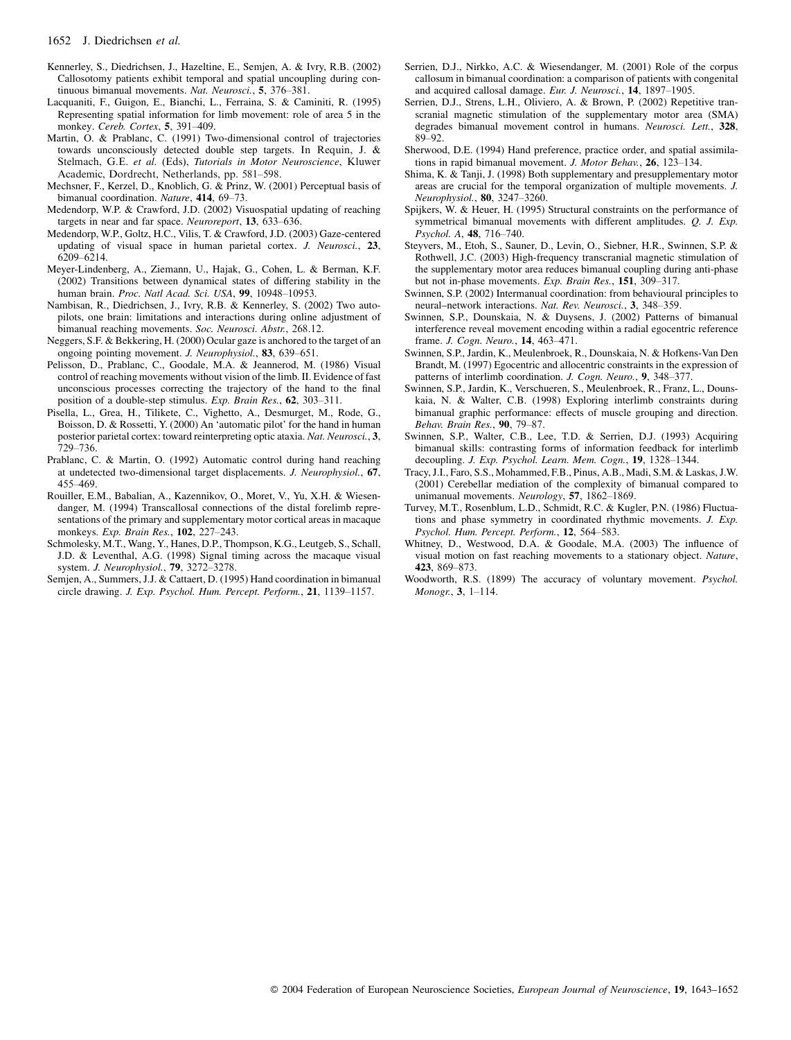Kennerley, S., Diedrichsen, J., Hazeltine, E., Semjen, A. & Ivry, R.B. (2002) Callosotomy patients exhibit temporal and spatial uncoupling during continuous bimanual movements. *Nat. Neurosci.*, **5**, 376–381.

Lacquaniti, F., Guigon, E., Bianchi, L., Ferraina, S. & Caminiti, R. (1995) Representing spatial information for limb movement: role of area 5 in the monkey. *Cereb. Cortex*, **5**, 391–409.

Martin, O. & Prablanc, C. (1991) Two-dimensional control of trajectories towards unconsciously detected double step targets. In Requin, J. & Stelmach, G.E. *et al.* (Eds), *Tutorials in Motor Neuroscience*, Kluwer Academic, Dordrecht, Netherlands, pp. 581–598.

Mechsner, F., Kerzel, D., Knoblich, G. & Prinz, W. (2001) Perceptual basis of bimanual coordination. *Nature*, **414**, 69–73.

Medendorp, W.P. & Crawford, J.D. (2002) Visuospatial updating of reaching targets in near and far space. *Neuroreport*, **13**, 633–636.

Medendorp, W.P., Goltz, H.C., Vilis, T. & Crawford, J.D. (2003) Gaze-centered updating of visual space in human parietal cortex. *J. Neurosci.*, **23**, 6209–6214.

Meyer-Lindenberg, A., Ziemann, U., Hajak, G., Cohen, L. & Berman, K.F. (2002) Transitions between dynamical states of differing stability in the human brain. *Proc. Natl Acad. Sci. USA*, **99**, 10948–10953.

Nambisan, R., Diedrichsen, J., Ivry, R.B. & Kennerley, S. (2002) Two autopilots, one brain: limitations and interactions during online adjustment of bimanual reaching movements. *Soc. Neurosci. Abstr.*, 268.12.

Neggers, S.F. & Bekkering, H. (2000) Ocular gaze is anchored to the target of an ongoing pointing movement. *J. Neurophysiol.*, **83**, 639–651.

Pelisson, D., Prablanc, C., Goodale, M.A. & Jeannerod, M. (1986) Visual control of reaching movements without vision of the limb. II. Evidence of fast unconscious processes correcting the trajectory of the hand to the final position of a double-step stimulus. *Exp. Brain Res.*, **62**, 303–311.

Pisella, L., Grea, H., Tilikete, C., Vighetto, A., Desmurget, M., Rode, G., Boisson, D. & Rossetti, Y. (2000) An 'automatic pilot' for the hand in human posterior parietal cortex: toward reinterpreting optic ataxia. *Nat. Neurosci.*, **3**, 729–736.

Prablanc, C. & Martin, O. (1992) Automatic control during hand reaching at undetected two-dimensional target displacements. *J. Neurophysiol.*, **67**, 455–469.

Rouiller, E.M., Babalian, A., Kazennikov, O., Moret, V., Yu, X.H. & Wiesendanger, M. (1994) Transcallosal connections of the distal forelimb representations of the primary and supplementary motor cortical areas in macaque monkeys. *Exp. Brain Res.*, **102**, 227–243.

Schmolesky, M.T., Wang, Y., Hanes, D.P., Thompson, K.G., Leutgeb, S., Schall, J.D. & Leventhal, A.G. (1998) Signal timing across the macaque visual system. *J. Neurophysiol.*, **79**, 3272–3278.

Semjen, A., Summers, J.J. & Cattaert, D. (1995) Hand coordination in bimanual circle drawing. *J. Exp. Psychol. Hum. Percept. Perform.*, **21**, 1139–1157.

Serrien, D.J., Nirkko, A.C. & Wiesendanger, M. (2001) Role of the corpus callosum in bimanual coordination: a comparison of patients with congenital and acquired callosal damage. *Eur. J. Neurosci.*, **14**, 1897–1905.

Serrien, D.J., Strens, L.H., Oliviero, A. & Brown, P. (2002) Repetitive transcranial magnetic stimulation of the supplementary motor area (SMA) degrades bimanual movement control in humans. *Neurosci. Lett.*, **328**, 89–92.

Sherwood, D.E. (1994) Hand preference, practice order, and spatial assimilations in rapid bimanual movement. *J. Motor Behav.*, **26**, 123–134.

Shima, K. & Tanji, J. (1998) Both supplementary and presupplementary motor areas are crucial for the temporal organization of multiple movements. *J. Neurophysiol.*, **80**, 3247–3260.

Spijkers, W. & Heuer, H. (1995) Structural constraints on the performance of symmetrical bimanual movements with different amplitudes. *Q. J. Exp. Psychol. A*, **48**, 716–740.

Steyvers, M., Etoh, S., Sauner, D., Levin, O., Siebner, H.R., Swinnen, S.P. & Rothwell, J.C. (2003) High-frequency transcranial magnetic stimulation of the supplementary motor area reduces bimanual coupling during anti-phase but not in-phase movements. *Exp. Brain Res.*, **151**, 309–317.

Swinnen, S.P. (2002) Intermanual coordination: from behavioural principles to neural–network interactions. *Nat. Rev. Neurosci.*, **3**, 348–359.

Swinnen, S.P., Dounskaia, N. & Duysens, J. (2002) Patterns of bimanual interference reveal movement encoding within a radial egocentric reference frame. *J. Cogn. Neuro.*, **14**, 463–471.

Swinnen, S.P., Jardin, K., Meulenbroek, R., Dounskaia, N. & Hofkens-Van Den Brandt, M. (1997) Egocentric and allocentric constraints in the expression of patterns of interlimb coordination. *J. Cogn. Neuro.*, **9**, 348–377.

Swinnen, S.P., Jardin, K., Verschueren, S., Meulenbroek, R., Franz, L., Dounskaia, N. & Walter, C.B. (1998) Exploring interlimb constraints during bimanual graphic performance: effects of muscle grouping and direction. *Behav. Brain Res.*, **90**, 79–87.

Swinnen, S.P., Walter, C.B., Lee, T.D. & Serrien, D.J. (1993) Acquiring bimanual skills: contrasting forms of information feedback for interlimb decoupling. *J. Exp. Psychol. Learn. Mem. Cogn.*, **19**, 1328–1344.

Tracy, J.I., Faro, S.S., Mohammed, F.B., Pinus, A.B., Madi, S.M. & Laskas, J.W. (2001) Cerebellar mediation of the complexity of bimanual compared to unimanual movements. *Neurology*, **57**, 1862–1869.

Turvey, M.T., Rosenblum, L.D., Schmidt, R.C. & Kugler, P.N. (1986) Fluctuations and phase symmetry in coordinated rhythmic movements. *J. Exp. Psychol. Hum. Percept. Perform.*, **12**, 564–583.

Whitney, D., Westwood, D.A. & Goodale, M.A. (2003) The influence of visual motion on fast reaching movements to a stationary object. *Nature*, **423**, 869–873.

Woodworth, R.S. (1899) The accuracy of voluntary movement. *Psychol. Monogr.*, **3**, 1–114.